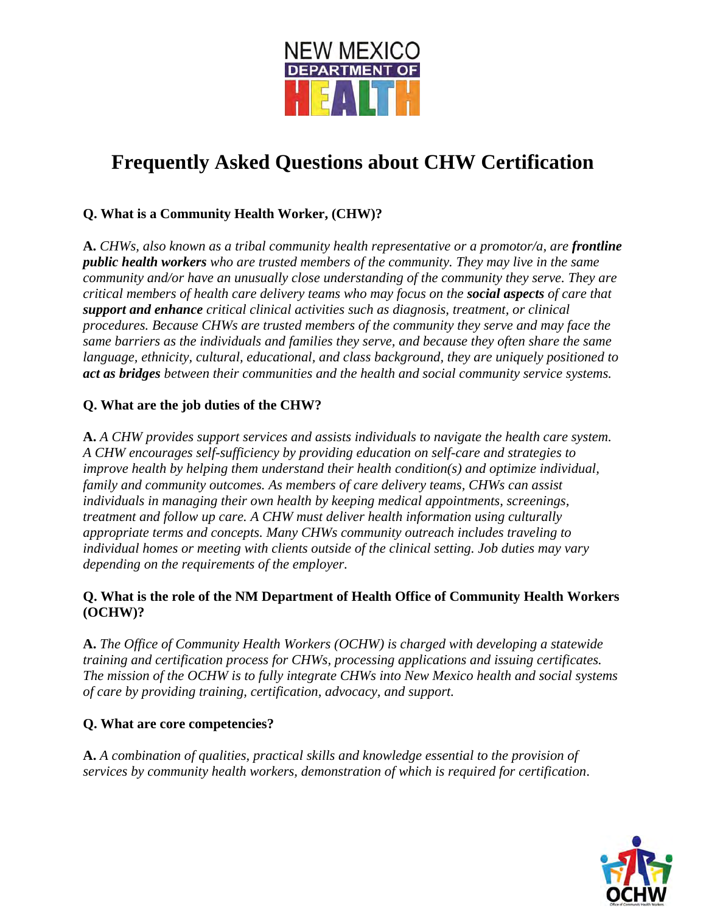# Frequently Asked Questions about CHW Certification

**Q. What is a Community Health Worker, (CHW)?**

**A.** *CHWs, also known as a tribal community health representative or a promotor/a, are* ***frontline public health workers*** *who are trusted members of the community. They may live in the same community and/or have an unusually close understanding of the community they serve. They are critical members of health care delivery teams who may focus on the* ***social aspects*** *of care that* ***support and enhance*** *critical clinical activities such as diagnosis, treatment, or clinical procedures. Because CHWs are trusted members of the community they serve and may face the same barriers as the individuals and families they serve, and because they often share the same language, ethnicity, cultural, educational, and class background, they are uniquely positioned to* ***act as bridges*** *between their communities and the health and social community service systems.*

**Q. What are the job duties of the CHW?**

**A.** *A CHW provides support services and assists individuals to navigate the health care system. A CHW encourages self-sufficiency by providing education on self-care and strategies to improve health by helping them understand their health condition(s) and optimize individual, family and community outcomes. As members of care delivery teams, CHWs can assist individuals in managing their own health by keeping medical appointments, screenings, treatment and follow up care. A CHW must deliver health information using culturally appropriate terms and concepts. Many CHWs community outreach includes traveling to individual homes or meeting with clients outside of the clinical setting. Job duties may vary depending on the requirements of the employer.*

**Q. What is the role of the NM Department of Health Office of Community Health Workers (OCHW)?**

**A.** *The Office of Community Health Workers (OCHW) is charged with developing a statewide training and certification process for CHWs, processing applications and issuing certificates. The mission of the OCHW is to fully integrate CHWs into New Mexico health and social systems of care by providing training, certification, advocacy, and support.*

**Q. What are core competencies?**

**A.** *A combination of qualities, practical skills and knowledge essential to the provision of services by community health workers, demonstration of which is required for certification*.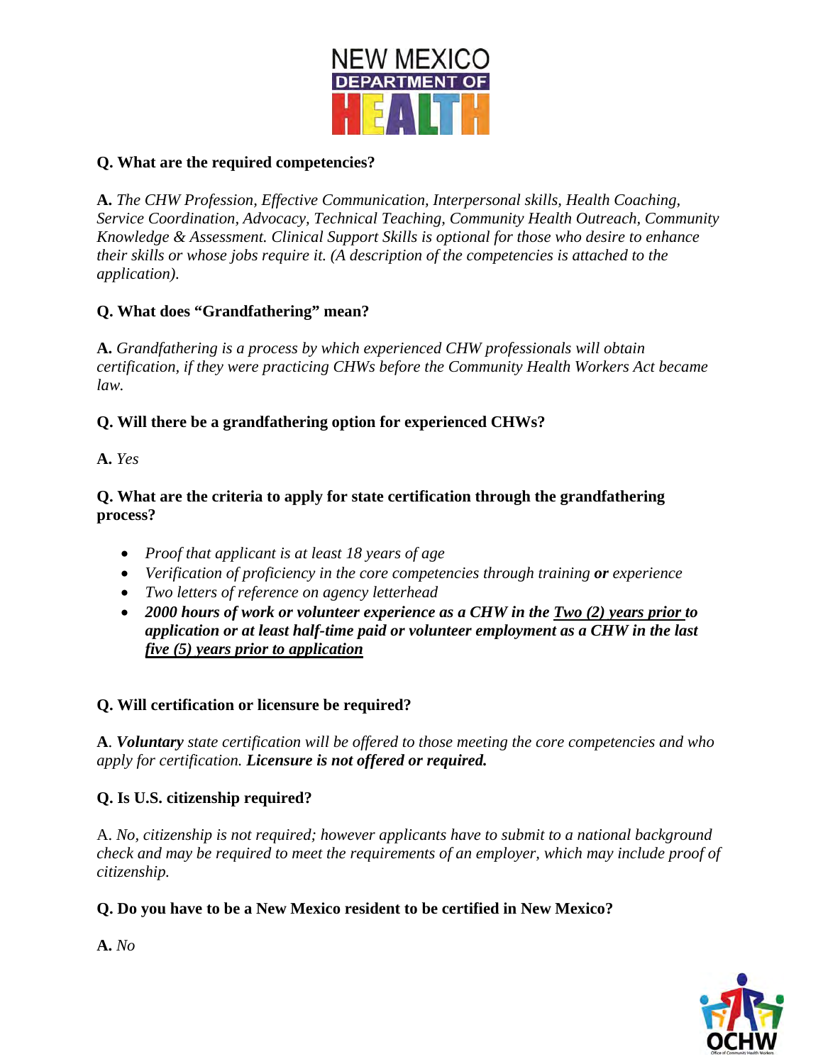**Q. What are the required competencies?**

**A.** *The CHW Profession, Effective Communication, Interpersonal skills, Health Coaching, Service Coordination, Advocacy, Technical Teaching, Community Health Outreach, Community Knowledge & Assessment. Clinical Support Skills is optional for those who desire to enhance their skills or whose jobs require it. (A description of the competencies is attached to the application).*

**Q. What does "Grandfathering" mean?**

**A.** *Grandfathering is a process by which experienced CHW professionals will obtain certification, if they were practicing CHWs before the Community Health Workers Act became law.*

**Q. Will there be a grandfathering option for experienced CHWs?**

**A.** *Yes*

**Q. What are the criteria to apply for state certification through the grandfathering process?**

- *Proof that applicant is at least 18 years of age*
- *Verification of proficiency in the core competencies through training **or** experience*
- *Two letters of reference on agency letterhead*
- ***2000 hours of work or volunteer experience as a CHW in the <u>Two (2) years prior</u> to application or at least half-time paid or volunteer employment as a CHW in the last <u>five (5) years prior to application</u>***

**Q. Will certification or licensure be required?**

**A**. ***Voluntary*** *state certification will be offered to those meeting the core competencies and who apply for certification.* ***Licensure is not offered or required.***

**Q. Is U.S. citizenship required?**

A. *No, citizenship is not required; however applicants have to submit to a national background check and may be required to meet the requirements of an employer, which may include proof of citizenship.*

**Q. Do you have to be a New Mexico resident to be certified in New Mexico?**

**A.** *No*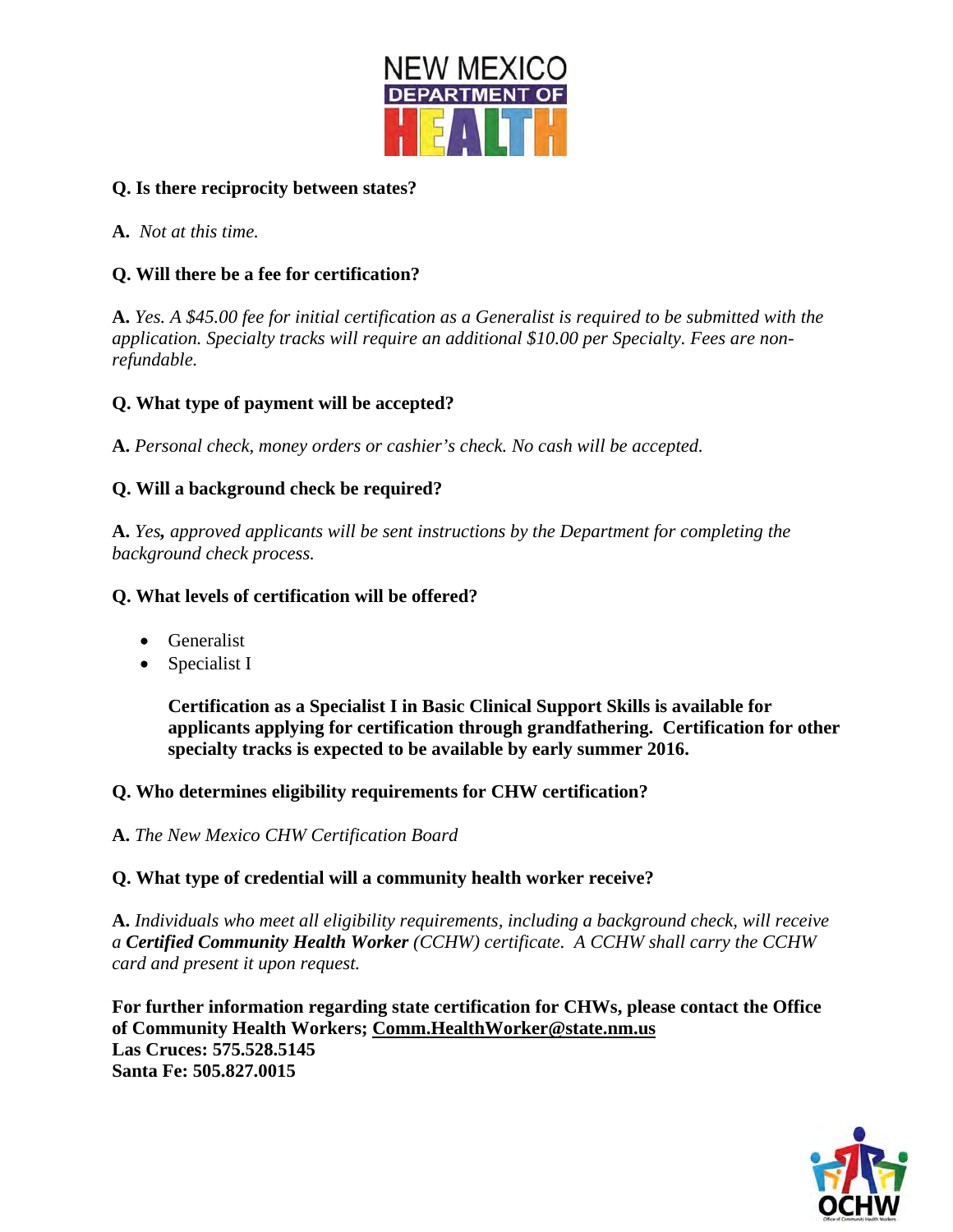**Q. Is there reciprocity between states?**

**A.** *Not at this time.*

**Q. Will there be a fee for certification?**

**A.** *Yes. A $45.00 fee for initial certification as a Generalist is required to be submitted with the application. Specialty tracks will require an additional $10.00 per Specialty. Fees are non-refundable.*

**Q. What type of payment will be accepted?**

**A.** *Personal check, money orders or cashier's check. No cash will be accepted.*

**Q. Will a background check be required?**

**A.** *Yes, approved applicants will be sent instructions by the Department for completing the background check process.*

**Q. What levels of certification will be offered?**

- Generalist
- Specialist I

  **Certification as a Specialist I in Basic Clinical Support Skills is available for applicants applying for certification through grandfathering. Certification for other specialty tracks is expected to be available by early summer 2016.**

**Q. Who determines eligibility requirements for CHW certification?**

**A.** *The New Mexico CHW Certification Board*

**Q. What type of credential will a community health worker receive?**

**A.** *Individuals who meet all eligibility requirements, including a background check, will receive a* ***Certified Community Health Worker*** *(CCHW) certificate. A CCHW shall carry the CCHW card and present it upon request.*

**For further information regarding state certification for CHWs, please contact the Office of Community Health Workers; Comm.HealthWorker@state.nm.us**
**Las Cruces: 575.528.5145**
**Santa Fe: 505.827.0015**